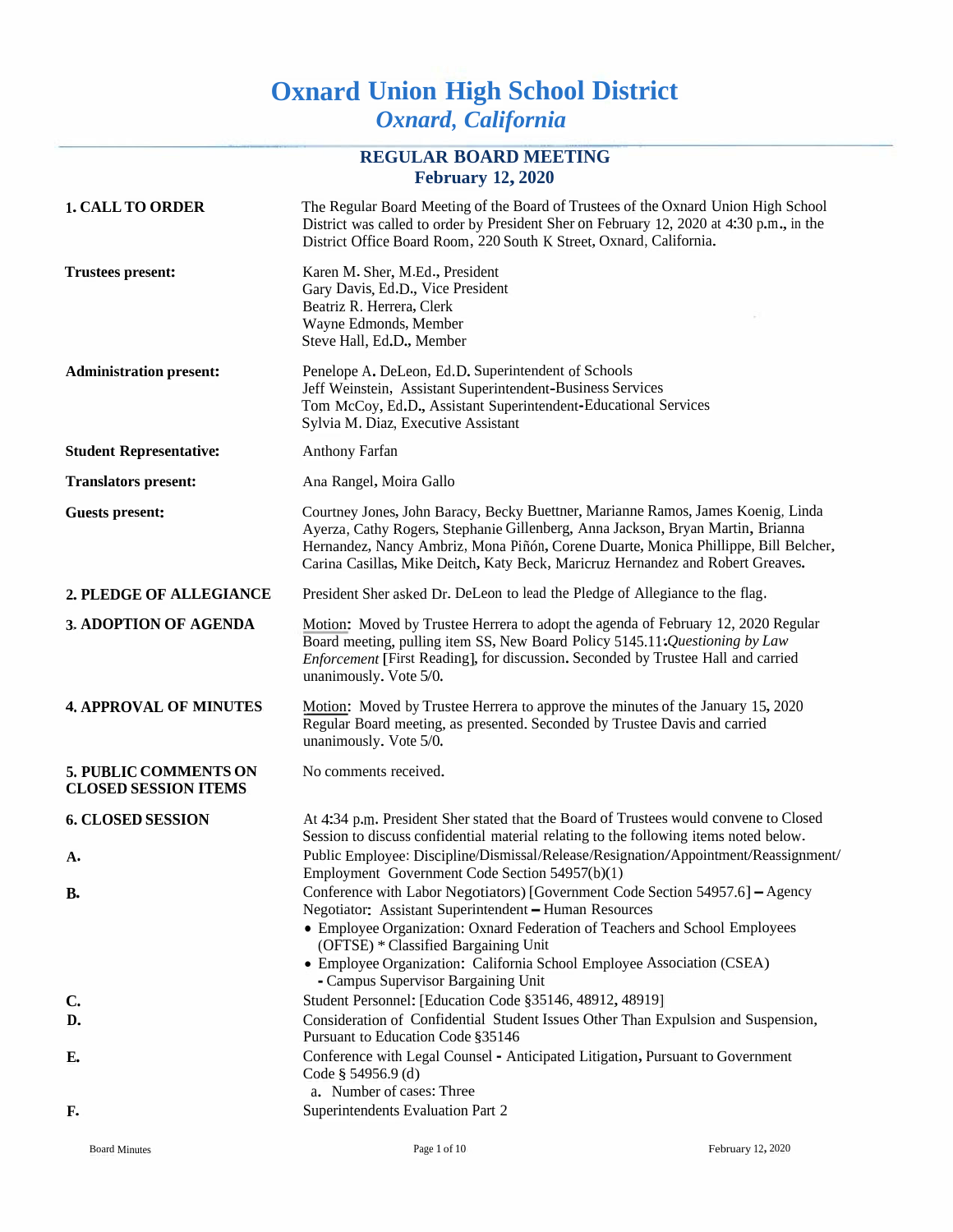# Oxnard Union High School District
*Oxnard, California*

## REGULAR BOARD MEETING
**February 12, 2020**

**1. CALL TO ORDER**

The Regular Board Meeting of the Board of Trustees of the Oxnard Union High School District was called to order by President Sher on February 12, 2020 at 4:30 p.m., in the District Office Board Room, 220 South K Street, Oxnard, California.

**Trustees present:**

Karen M. Sher, M.Ed., President
Gary Davis, Ed.D., Vice President
Beatriz R. Herrera, Clerk
Wayne Edmonds, Member
Steve Hall, Ed.D., Member

**Administration present:**

Penelope A. DeLeon, Ed.D. Superintendent of Schools
Jeff Weinstein, Assistant Superintendent-Business Services
Tom McCoy, Ed.D., Assistant Superintendent-Educational Services
Sylvia M. Diaz, Executive Assistant

**Student Representative:**

Anthony Farfan

**Translators present:**

Ana Rangel, Moira Gallo

**Guests present:**

Courtney Jones, John Baracy, Becky Buettner, Marianne Ramos, James Koenig, Linda Ayerza, Cathy Rogers, Stephanie Gillenberg, Anna Jackson, Bryan Martin, Brianna Hernandez, Nancy Ambriz, Mona Piñón, Corene Duarte, Monica Phillippe, Bill Belcher, Carina Casillas, Mike Deitch, Katy Beck, Maricruz Hernandez and Robert Greaves.

**2. PLEDGE OF ALLEGIANCE**

President Sher asked Dr. DeLeon to lead the Pledge of Allegiance to the flag.

**3. ADOPTION OF AGENDA**

Motion: Moved by Trustee Herrera to adopt the agenda of February 12, 2020 Regular Board meeting, pulling item SS, New Board Policy 5145.11:*Questioning by Law Enforcement* [First Reading], for discussion. Seconded by Trustee Hall and carried unanimously. Vote 5/0.

**4. APPROVAL OF MINUTES**

Motion: Moved by Trustee Herrera to approve the minutes of the January 15, 2020 Regular Board meeting, as presented. Seconded by Trustee Davis and carried unanimously. Vote 5/0.

**5. PUBLIC COMMENTS ON CLOSED SESSION ITEMS**

No comments received.

**6. CLOSED SESSION**

At 4:34 p.m. President Sher stated that the Board of Trustees would convene to Closed Session to discuss confidential material relating to the following items noted below.

**A.** Public Employee: Discipline/Dismissal/Release/Resignation/Appointment/Reassignment/ Employment Government Code Section 54957(b)(1)

**B.** Conference with Labor Negotiators) [Government Code Section 54957.6] – Agency Negotiator: Assistant Superintendent – Human Resources
- Employee Organization: Oxnard Federation of Teachers and School Employees (OFTSE) * Classified Bargaining Unit
- Employee Organization: California School Employee Association (CSEA) - Campus Supervisor Bargaining Unit

**C.** Student Personnel: [Education Code §35146, 48912, 48919]

**D.** Consideration of Confidential Student Issues Other Than Expulsion and Suspension, Pursuant to Education Code §35146

**E.** Conference with Legal Counsel - Anticipated Litigation, Pursuant to Government Code § 54956.9 (d)
  a. Number of cases: Three

**F.** Superintendents Evaluation Part 2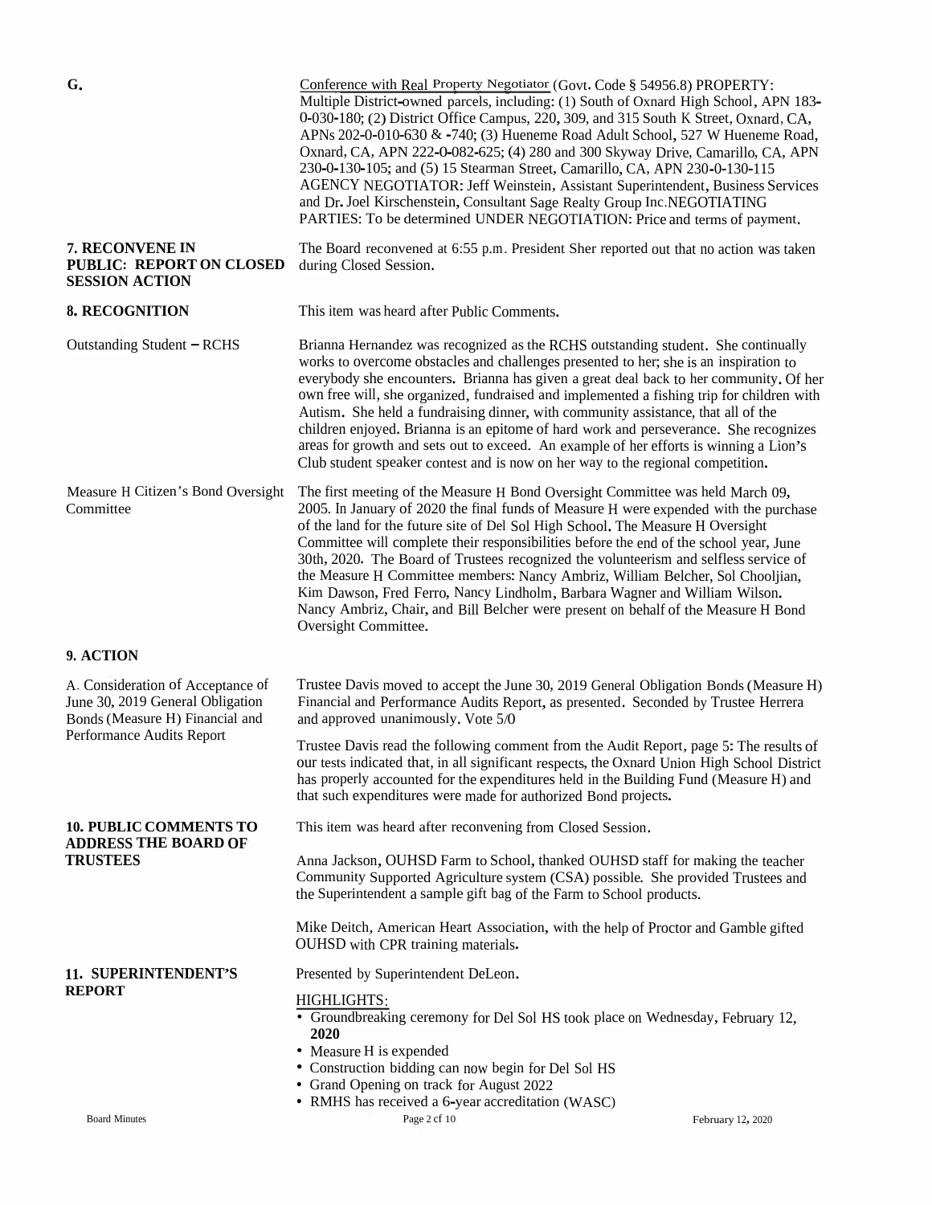**G.** Conference with Real Property Negotiator (Govt. Code § 54956.8) PROPERTY: Multiple District-owned parcels, including: (1) South of Oxnard High School, APN 183-0-030-180; (2) District Office Campus, 220, 309, and 315 South K Street, Oxnard, CA, APNs 202-0-010-630 & -740; (3) Hueneme Road Adult School, 527 W Hueneme Road, Oxnard, CA, APN 222-0-082-625; (4) 280 and 300 Skyway Drive, Camarillo, CA, APN 230-0-130-105; and (5) 15 Stearman Street, Camarillo, CA, APN 230-0-130-115 AGENCY NEGOTIATOR: Jeff Weinstein, Assistant Superintendent, Business Services and Dr. Joel Kirschenstein, Consultant Sage Realty Group Inc. NEGOTIATING PARTIES: To be determined UNDER NEGOTIATION: Price and terms of payment.

**7. RECONVENE IN PUBLIC: REPORT ON CLOSED SESSION ACTION**

The Board reconvened at 6:55 p.m. President Sher reported out that no action was taken during Closed Session.

**8. RECOGNITION**

This item was heard after Public Comments.

Outstanding Student – RCHS

Brianna Hernandez was recognized as the RCHS outstanding student. She continually works to overcome obstacles and challenges presented to her; she is an inspiration to everybody she encounters. Brianna has given a great deal back to her community. Of her own free will, she organized, fundraised and implemented a fishing trip for children with Autism. She held a fundraising dinner, with community assistance, that all of the children enjoyed. Brianna is an epitome of hard work and perseverance. She recognizes areas for growth and sets out to exceed. An example of her efforts is winning a Lion's Club student speaker contest and is now on her way to the regional competition.

Measure H Citizen's Bond Oversight Committee

The first meeting of the Measure H Bond Oversight Committee was held March 09, 2005. In January of 2020 the final funds of Measure H were expended with the purchase of the land for the future site of Del Sol High School. The Measure H Oversight Committee will complete their responsibilities before the end of the school year, June 30th, 2020. The Board of Trustees recognized the volunteerism and selfless service of the Measure H Committee members: Nancy Ambriz, William Belcher, Sol Chooljian, Kim Dawson, Fred Ferro, Nancy Lindholm, Barbara Wagner and William Wilson. Nancy Ambriz, Chair, and Bill Belcher were present on behalf of the Measure H Bond Oversight Committee.

**9. ACTION**

A. Consideration of Acceptance of June 30, 2019 General Obligation Bonds (Measure H) Financial and Performance Audits Report

Trustee Davis moved to accept the June 30, 2019 General Obligation Bonds (Measure H) Financial and Performance Audits Report, as presented. Seconded by Trustee Herrera and approved unanimously. Vote 5/0

Trustee Davis read the following comment from the Audit Report, page 5: The results of our tests indicated that, in all significant respects, the Oxnard Union High School District has properly accounted for the expenditures held in the Building Fund (Measure H) and that such expenditures were made for authorized Bond projects.

**10. PUBLIC COMMENTS TO ADDRESS THE BOARD OF TRUSTEES**

This item was heard after reconvening from Closed Session.

Anna Jackson, OUHSD Farm to School, thanked OUHSD staff for making the teacher Community Supported Agriculture system (CSA) possible. She provided Trustees and the Superintendent a sample gift bag of the Farm to School products.

Mike Deitch, American Heart Association, with the help of Proctor and Gamble gifted OUHSD with CPR training materials.

**11. SUPERINTENDENT'S REPORT**

Presented by Superintendent DeLeon.

HIGHLIGHTS:

- Groundbreaking ceremony for Del Sol HS took place on Wednesday, February 12, **2020**
- Measure H is expended
- Construction bidding can now begin for Del Sol HS
- Grand Opening on track for August 2022
- RMHS has received a 6-year accreditation (WASC)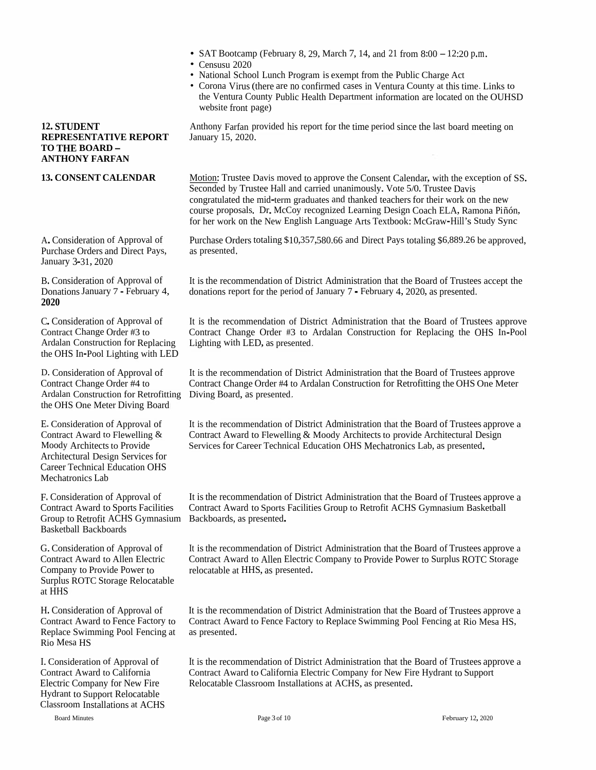- SAT Bootcamp (February 8, 29, March 7, 14, and 21 from 8:00 – 12:20 p.m.
- Censusu 2020
- National School Lunch Program is exempt from the Public Charge Act
- Corona Virus (there are no confirmed cases in Ventura County at this time. Links to the Ventura County Public Health Department information are located on the OUHSD website front page)

**12. STUDENT REPRESENTATIVE REPORT TO THE BOARD – ANTHONY FARFAN**

Anthony Farfan provided his report for the time period since the last board meeting on January 15, 2020.

**13. CONSENT CALENDAR**

Motion: Trustee Davis moved to approve the Consent Calendar, with the exception of SS. Seconded by Trustee Hall and carried unanimously. Vote 5/0. Trustee Davis congratulated the mid-term graduates and thanked teachers for their work on the new course proposals. Dr. McCoy recognized Learning Design Coach ELA, Ramona Piñón, for her work on the New English Language Arts Textbook: McGraw-Hill's Study Sync

A. Consideration of Approval of Purchase Orders and Direct Pays, January 3-31, 2020

Purchase Orders totaling $10,357,580.66 and Direct Pays totaling $6,889.26 be approved, as presented.

B. Consideration of Approval of Donations January 7 - February 4, 2020

It is the recommendation of District Administration that the Board of Trustees accept the donations report for the period of January 7 - February 4, 2020, as presented.

C. Consideration of Approval of Contract Change Order #3 to Ardalan Construction for Replacing the OHS In-Pool Lighting with LED

It is the recommendation of District Administration that the Board of Trustees approve Contract Change Order #3 to Ardalan Construction for Replacing the OHS In-Pool Lighting with LED, as presented.

D. Consideration of Approval of Contract Change Order #4 to Ardalan Construction for Retrofitting the OHS One Meter Diving Board

It is the recommendation of District Administration that the Board of Trustees approve Contract Change Order #4 to Ardalan Construction for Retrofitting the OHS One Meter Diving Board, as presented.

E. Consideration of Approval of Contract Award to Flewelling & Moody Architects to Provide Architectural Design Services for Career Technical Education OHS Mechatronics Lab

It is the recommendation of District Administration that the Board of Trustees approve a Contract Award to Flewelling & Moody Architects to provide Architectural Design Services for Career Technical Education OHS Mechatronics Lab, as presented.

F. Consideration of Approval of Contract Award to Sports Facilities Group to Retrofit ACHS Gymnasium Basketball Backboards

It is the recommendation of District Administration that the Board of Trustees approve a Contract Award to Sports Facilities Group to Retrofit ACHS Gymnasium Basketball Backboards, as presented.

G. Consideration of Approval of Contract Award to Allen Electric Company to Provide Power to Surplus ROTC Storage Relocatable at HHS

It is the recommendation of District Administration that the Board of Trustees approve a Contract Award to Allen Electric Company to Provide Power to Surplus ROTC Storage relocatable at HHS, as presented.

H. Consideration of Approval of Contract Award to Fence Factory to Replace Swimming Pool Fencing at Rio Mesa HS

It is the recommendation of District Administration that the Board of Trustees approve a Contract Award to Fence Factory to Replace Swimming Pool Fencing at Rio Mesa HS, as presented.

I. Consideration of Approval of Contract Award to California Electric Company for New Fire Hydrant to Support Relocatable Classroom Installations at ACHS

It is the recommendation of District Administration that the Board of Trustees approve a Contract Award to California Electric Company for New Fire Hydrant to Support Relocatable Classroom Installations at ACHS, as presented.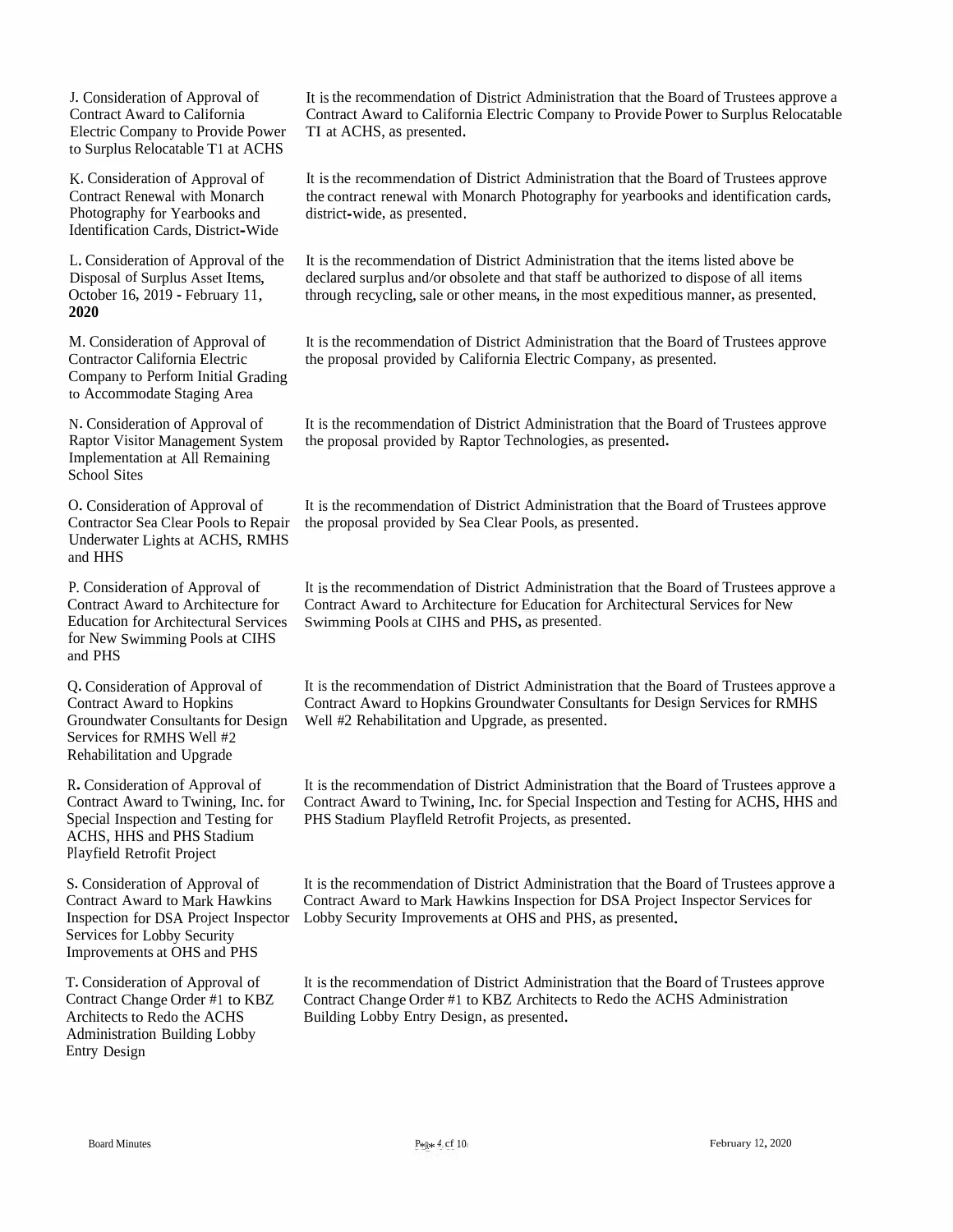J. Consideration of Approval of Contract Award to California Electric Company to Provide Power to Surplus Relocatable T1 at ACHS

It is the recommendation of District Administration that the Board of Trustees approve a Contract Award to California Electric Company to Provide Power to Surplus Relocatable TI at ACHS, as presented.

K. Consideration of Approval of Contract Renewal with Monarch Photography for Yearbooks and Identification Cards, District-Wide

It is the recommendation of District Administration that the Board of Trustees approve the contract renewal with Monarch Photography for yearbooks and identification cards, district-wide, as presented.

L. Consideration of Approval of the Disposal of Surplus Asset Items, October 16, 2019 - February 11, **2020**

It is the recommendation of District Administration that the items listed above be declared surplus and/or obsolete and that staff be authorized to dispose of all items through recycling, sale or other means, in the most expeditious manner, as presented.

M. Consideration of Approval of Contractor California Electric Company to Perform Initial Grading to Accommodate Staging Area

It is the recommendation of District Administration that the Board of Trustees approve the proposal provided by California Electric Company, as presented.

N. Consideration of Approval of Raptor Visitor Management System Implementation at All Remaining School Sites

It is the recommendation of District Administration that the Board of Trustees approve the proposal provided by Raptor Technologies, as presented.

O. Consideration of Approval of Contractor Sea Clear Pools to Repair Underwater Lights at ACHS, RMHS and HHS

It is the recommendation of District Administration that the Board of Trustees approve the proposal provided by Sea Clear Pools, as presented.

P. Consideration of Approval of Contract Award to Architecture for Education for Architectural Services for New Swimming Pools at CIHS and PHS

It is the recommendation of District Administration that the Board of Trustees approve a Contract Award to Architecture for Education for Architectural Services for New Swimming Pools at CIHS and PHS, as presented.

Q. Consideration of Approval of Contract Award to Hopkins Groundwater Consultants for Design Services for RMHS Well #2 Rehabilitation and Upgrade

It is the recommendation of District Administration that the Board of Trustees approve a Contract Award to Hopkins Groundwater Consultants for Design Services for RMHS Well #2 Rehabilitation and Upgrade, as presented.

R. Consideration of Approval of Contract Award to Twining, Inc. for Special Inspection and Testing for ACHS, HHS and PHS Stadium Playfield Retrofit Project

It is the recommendation of District Administration that the Board of Trustees approve a Contract Award to Twining, Inc. for Special Inspection and Testing for ACHS, HHS and PHS Stadium Playfleld Retrofit Projects, as presented.

S. Consideration of Approval of Contract Award to Mark Hawkins Inspection for DSA Project Inspector Services for Lobby Security Improvements at OHS and PHS

It is the recommendation of District Administration that the Board of Trustees approve a Contract Award to Mark Hawkins Inspection for DSA Project Inspector Services for Lobby Security Improvements at OHS and PHS, as presented.

T. Consideration of Approval of Contract Change Order #1 to KBZ Architects to Redo the ACHS Administration Building Lobby Entry Design

It is the recommendation of District Administration that the Board of Trustees approve Contract Change Order #1 to KBZ Architects to Redo the ACHS Administration Building Lobby Entry Design, as presented.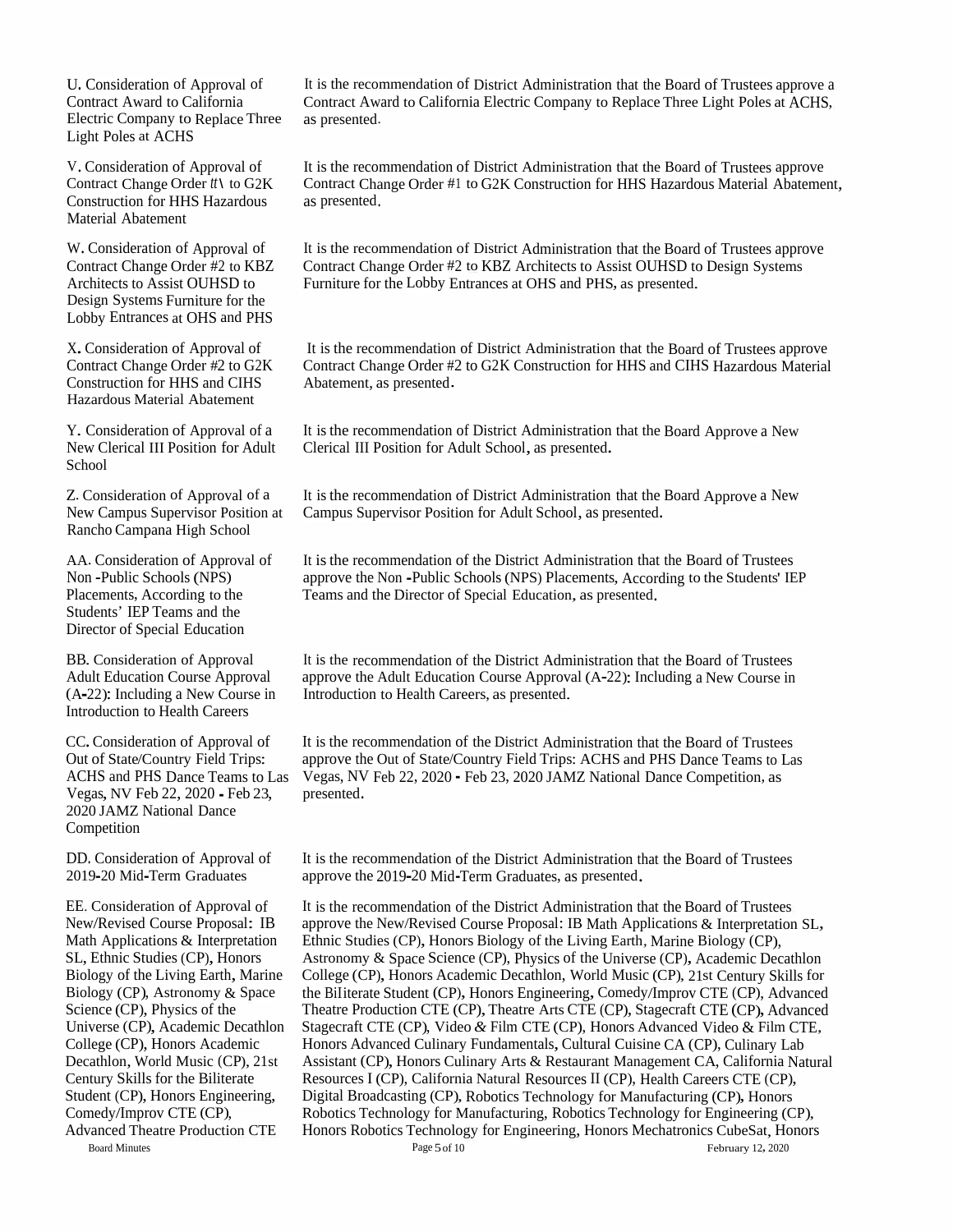| | |
|---|---|
| U. Consideration of Approval of Contract Award to California Electric Company to Replace Three Light Poles at ACHS | It is the recommendation of District Administration that the Board of Trustees approve a Contract Award to California Electric Company to Replace Three Light Poles at ACHS, as presented. |
| V. Consideration of Approval of Contract Change Order #1 to G2K Construction for HHS Hazardous Material Abatement | It is the recommendation of District Administration that the Board of Trustees approve Contract Change Order #1 to G2K Construction for HHS Hazardous Material Abatement, as presented. |
| W. Consideration of Approval of Contract Change Order #2 to KBZ Architects to Assist OUHSD to Design Systems Furniture for the Lobby Entrances at OHS and PHS | It is the recommendation of District Administration that the Board of Trustees approve Contract Change Order #2 to KBZ Architects to Assist OUHSD to Design Systems Furniture for the Lobby Entrances at OHS and PHS, as presented. |
| X. Consideration of Approval of Contract Change Order #2 to G2K Construction for HHS and CIHS Hazardous Material Abatement | It is the recommendation of District Administration that the Board of Trustees approve Contract Change Order #2 to G2K Construction for HHS and CIHS Hazardous Material Abatement, as presented. |
| Y. Consideration of Approval of a New Clerical III Position for Adult School | It is the recommendation of District Administration that the Board Approve a New Clerical III Position for Adult School, as presented. |
| Z. Consideration of Approval of a New Campus Supervisor Position at Rancho Campana High School | It is the recommendation of District Administration that the Board Approve a New Campus Supervisor Position for Adult School, as presented. |
| AA. Consideration of Approval of Non-Public Schools (NPS) Placements, According to the Students' IEP Teams and the Director of Special Education | It is the recommendation of the District Administration that the Board of Trustees approve the Non-Public Schools (NPS) Placements, According to the Students' IEP Teams and the Director of Special Education, as presented. |
| BB. Consideration of Approval Adult Education Course Approval (A-22): Including a New Course in Introduction to Health Careers | It is the recommendation of the District Administration that the Board of Trustees approve the Adult Education Course Approval (A-22): Including a New Course in Introduction to Health Careers, as presented. |
| CC. Consideration of Approval of Out of State/Country Field Trips: ACHS and PHS Dance Teams to Las Vegas, NV Feb 22, 2020 - Feb 23, 2020 JAMZ National Dance Competition | It is the recommendation of the District Administration that the Board of Trustees approve the Out of State/Country Field Trips: ACHS and PHS Dance Teams to Las Vegas, NV Feb 22, 2020 - Feb 23, 2020 JAMZ National Dance Competition, as presented. |
| DD. Consideration of Approval of 2019-20 Mid-Term Graduates | It is the recommendation of the District Administration that the Board of Trustees approve the 2019-20 Mid-Term Graduates, as presented. |
| EE. Consideration of Approval of New/Revised Course Proposal: IB Math Applications & Interpretation SL, Ethnic Studies (CP), Honors Biology of the Living Earth, Marine Biology (CP), Astronomy & Space Science (CP), Physics of the Universe (CP), Academic Decathlon College (CP), Honors Academic Decathlon, World Music (CP), 21st Century Skills for the Biliterate Student (CP), Honors Engineering, Comedy/Improv CTE (CP), Advanced Theatre Production CTE | It is the recommendation of the District Administration that the Board of Trustees approve the New/Revised Course Proposal: IB Math Applications & Interpretation SL, Ethnic Studies (CP), Honors Biology of the Living Earth, Marine Biology (CP), Astronomy & Space Science (CP), Physics of the Universe (CP), Academic Decathlon College (CP), Honors Academic Decathlon, World Music (CP), 21st Century Skills for the Biliterate Student (CP), Honors Engineering, Comedy/Improv CTE (CP), Advanced Theatre Production CTE (CP), Theatre Arts CTE (CP), Stagecraft CTE (CP), Advanced Stagecraft CTE (CP), Video & Film CTE (CP), Honors Advanced Video & Film CTE, Honors Advanced Culinary Fundamentals, Cultural Cuisine CA (CP), Culinary Lab Assistant (CP), Honors Culinary Arts & Restaurant Management CA, California Natural Resources I (CP), California Natural Resources II (CP), Health Careers CTE (CP), Digital Broadcasting (CP), Robotics Technology for Manufacturing (CP), Honors Robotics Technology for Manufacturing, Robotics Technology for Engineering (CP), Honors Robotics Technology for Engineering, Honors Mechatronics CubeSat, Honors |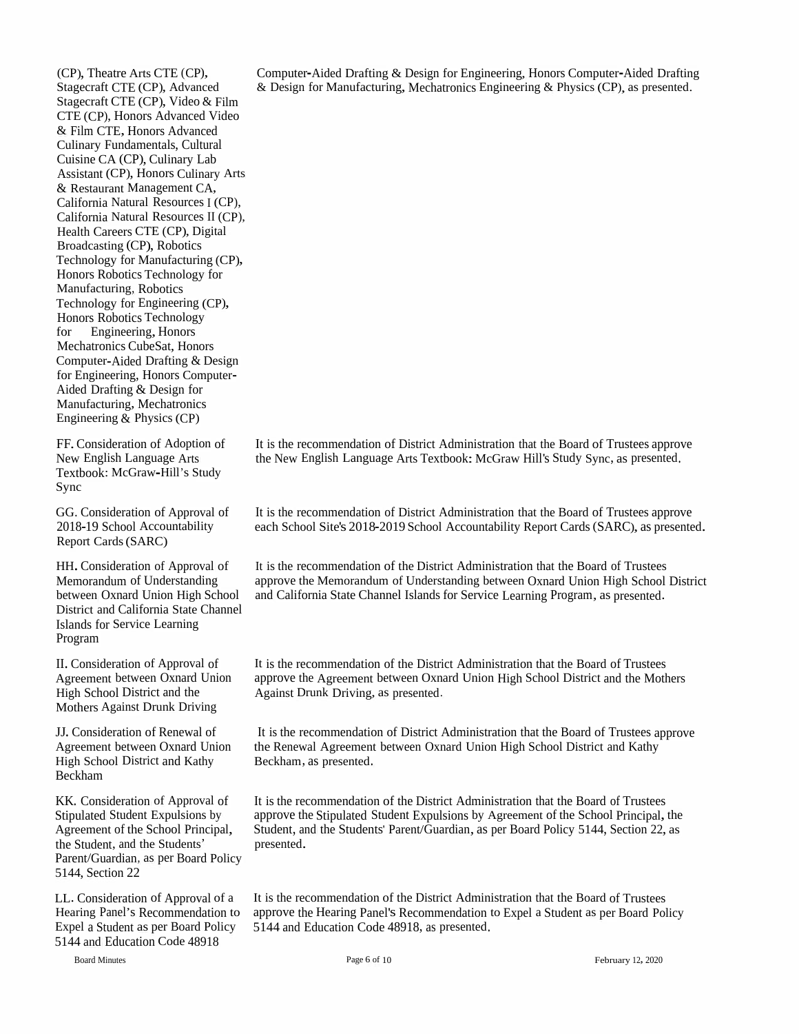(CP), Theatre Arts CTE (CP), Stagecraft CTE (CP), Advanced Stagecraft CTE (CP), Video & Film CTE (CP), Honors Advanced Video & Film CTE, Honors Advanced Culinary Fundamentals, Cultural Cuisine CA (CP), Culinary Lab Assistant (CP), Honors Culinary Arts & Restaurant Management CA, California Natural Resources I (CP), California Natural Resources II (CP), Health Careers CTE (CP), Digital Broadcasting (CP), Robotics Technology for Manufacturing (CP), Honors Robotics Technology for Manufacturing, Robotics Technology for Engineering (CP), Honors Robotics Technology for Engineering, Honors Mechatronics CubeSat, Honors Computer-Aided Drafting & Design for Engineering, Honors Computer-Aided Drafting & Design for Manufacturing, Mechatronics Engineering & Physics (CP)

Computer-Aided Drafting & Design for Engineering, Honors Computer-Aided Drafting & Design for Manufacturing, Mechatronics Engineering & Physics (CP), as presented.

FF. Consideration of Adoption of New English Language Arts Textbook: McGraw-Hill's Study Sync

It is the recommendation of District Administration that the Board of Trustees approve the New English Language Arts Textbook: McGraw Hill's Study Sync, as presented.

GG. Consideration of Approval of 2018-19 School Accountability Report Cards (SARC)

It is the recommendation of District Administration that the Board of Trustees approve each School Site's 2018-2019 School Accountability Report Cards (SARC), as presented.

HH. Consideration of Approval of Memorandum of Understanding between Oxnard Union High School District and California State Channel Islands for Service Learning Program

It is the recommendation of the District Administration that the Board of Trustees approve the Memorandum of Understanding between Oxnard Union High School District and California State Channel Islands for Service Learning Program, as presented.

II. Consideration of Approval of Agreement between Oxnard Union High School District and the Mothers Against Drunk Driving

It is the recommendation of the District Administration that the Board of Trustees approve the Agreement between Oxnard Union High School District and the Mothers Against Drunk Driving, as presented.

JJ. Consideration of Renewal of Agreement between Oxnard Union High School District and Kathy Beckham

It is the recommendation of District Administration that the Board of Trustees approve the Renewal Agreement between Oxnard Union High School District and Kathy Beckham, as presented.

KK. Consideration of Approval of Stipulated Student Expulsions by Agreement of the School Principal, the Student, and the Students' Parent/Guardian, as per Board Policy 5144, Section 22

It is the recommendation of the District Administration that the Board of Trustees approve the Stipulated Student Expulsions by Agreement of the School Principal, the Student, and the Students' Parent/Guardian, as per Board Policy 5144, Section 22, as presented.

LL. Consideration of Approval of a Hearing Panel's Recommendation to Expel a Student as per Board Policy 5144 and Education Code 48918

It is the recommendation of the District Administration that the Board of Trustees approve the Hearing Panel's Recommendation to Expel a Student as per Board Policy 5144 and Education Code 48918, as presented.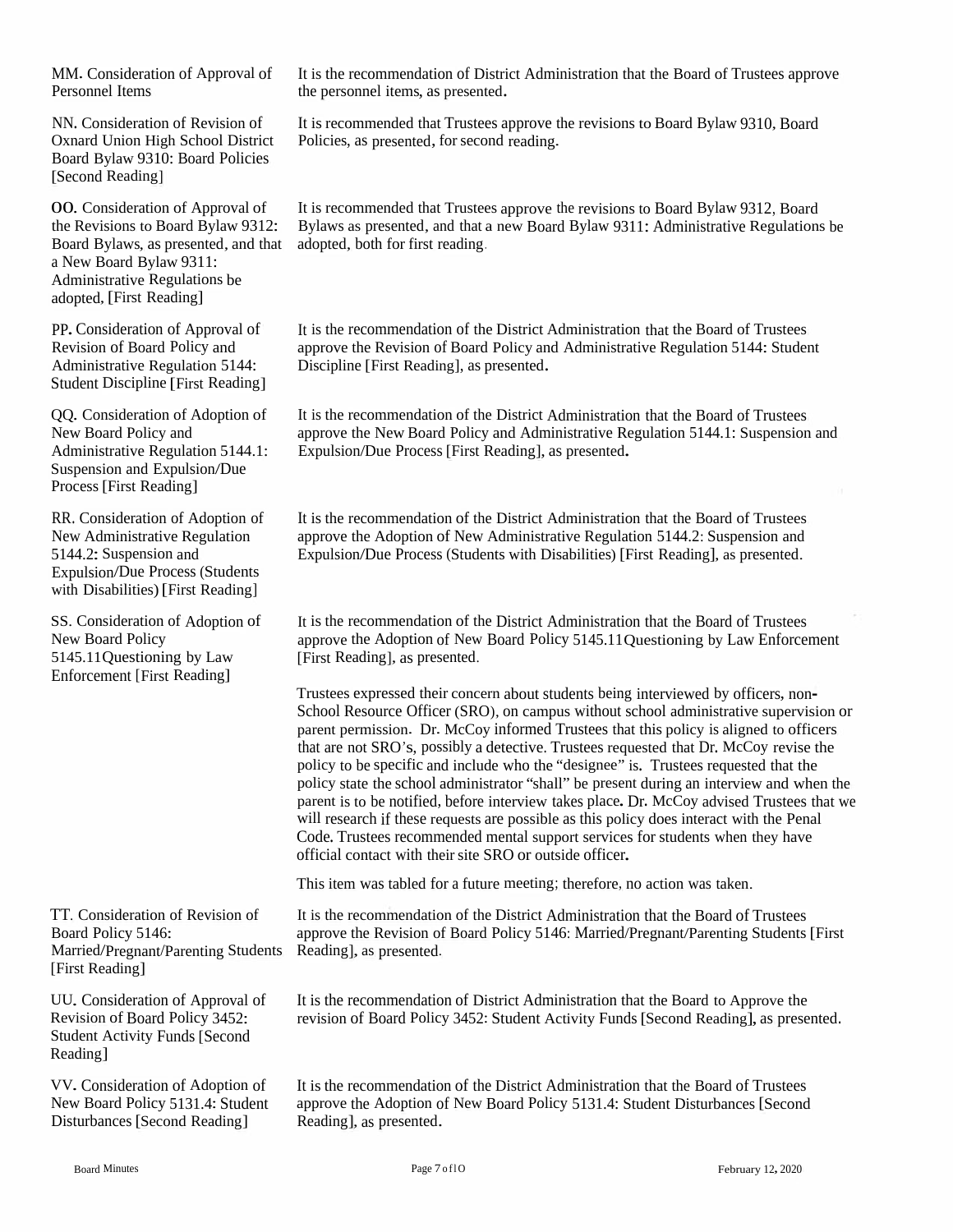**MM.** Consideration of Approval of Personnel Items

It is the recommendation of District Administration that the Board of Trustees approve the personnel items, as presented.

**NN.** Consideration of Revision of Oxnard Union High School District Board Bylaw 9310: Board Policies [Second Reading]

It is recommended that Trustees approve the revisions to Board Bylaw 9310, Board Policies, as presented, for second reading.

**OO.** Consideration of Approval of the Revisions to Board Bylaw 9312: Board Bylaws, as presented, and that a New Board Bylaw 9311: Administrative Regulations be adopted, [First Reading]

It is recommended that Trustees approve the revisions to Board Bylaw 9312, Board Bylaws as presented, and that a new Board Bylaw 9311: Administrative Regulations be adopted, both for first reading.

**PP.** Consideration of Approval of Revision of Board Policy and Administrative Regulation 5144: Student Discipline [First Reading]

It is the recommendation of the District Administration that the Board of Trustees approve the Revision of Board Policy and Administrative Regulation 5144: Student Discipline [First Reading], as presented.

**QQ.** Consideration of Adoption of New Board Policy and Administrative Regulation 5144.1: Suspension and Expulsion/Due Process [First Reading]

It is the recommendation of the District Administration that the Board of Trustees approve the New Board Policy and Administrative Regulation 5144.1: Suspension and Expulsion/Due Process [First Reading], as presented.

**RR.** Consideration of Adoption of New Administrative Regulation 5144.2: Suspension and Expulsion/Due Process (Students with Disabilities) [First Reading]

It is the recommendation of the District Administration that the Board of Trustees approve the Adoption of New Administrative Regulation 5144.2: Suspension and Expulsion/Due Process (Students with Disabilities) [First Reading], as presented.

**SS.** Consideration of Adoption of New Board Policy 5145.11Questioning by Law Enforcement [First Reading]

It is the recommendation of the District Administration that the Board of Trustees approve the Adoption of New Board Policy 5145.11Questioning by Law Enforcement [First Reading], as presented.

Trustees expressed their concern about students being interviewed by officers, non-School Resource Officer (SRO), on campus without school administrative supervision or parent permission. Dr. McCoy informed Trustees that this policy is aligned to officers that are not SRO's, possibly a detective. Trustees requested that Dr. McCoy revise the policy to be specific and include who the "designee" is. Trustees requested that the policy state the school administrator "shall" be present during an interview and when the parent is to be notified, before interview takes place. Dr. McCoy advised Trustees that we will research if these requests are possible as this policy does interact with the Penal Code. Trustees recommended mental support services for students when they have official contact with their site SRO or outside officer.

This item was tabled for a future meeting; therefore, no action was taken.

**TT.** Consideration of Revision of Board Policy 5146: Married/Pregnant/Parenting Students [First Reading]

It is the recommendation of the District Administration that the Board of Trustees approve the Revision of Board Policy 5146: Married/Pregnant/Parenting Students [First Reading], as presented.

**UU.** Consideration of Approval of Revision of Board Policy 3452: Student Activity Funds [Second Reading]

It is the recommendation of District Administration that the Board to Approve the revision of Board Policy 3452: Student Activity Funds [Second Reading], as presented.

**VV.** Consideration of Adoption of New Board Policy 5131.4: Student Disturbances [Second Reading]

It is the recommendation of the District Administration that the Board of Trustees approve the Adoption of New Board Policy 5131.4: Student Disturbances [Second Reading], as presented.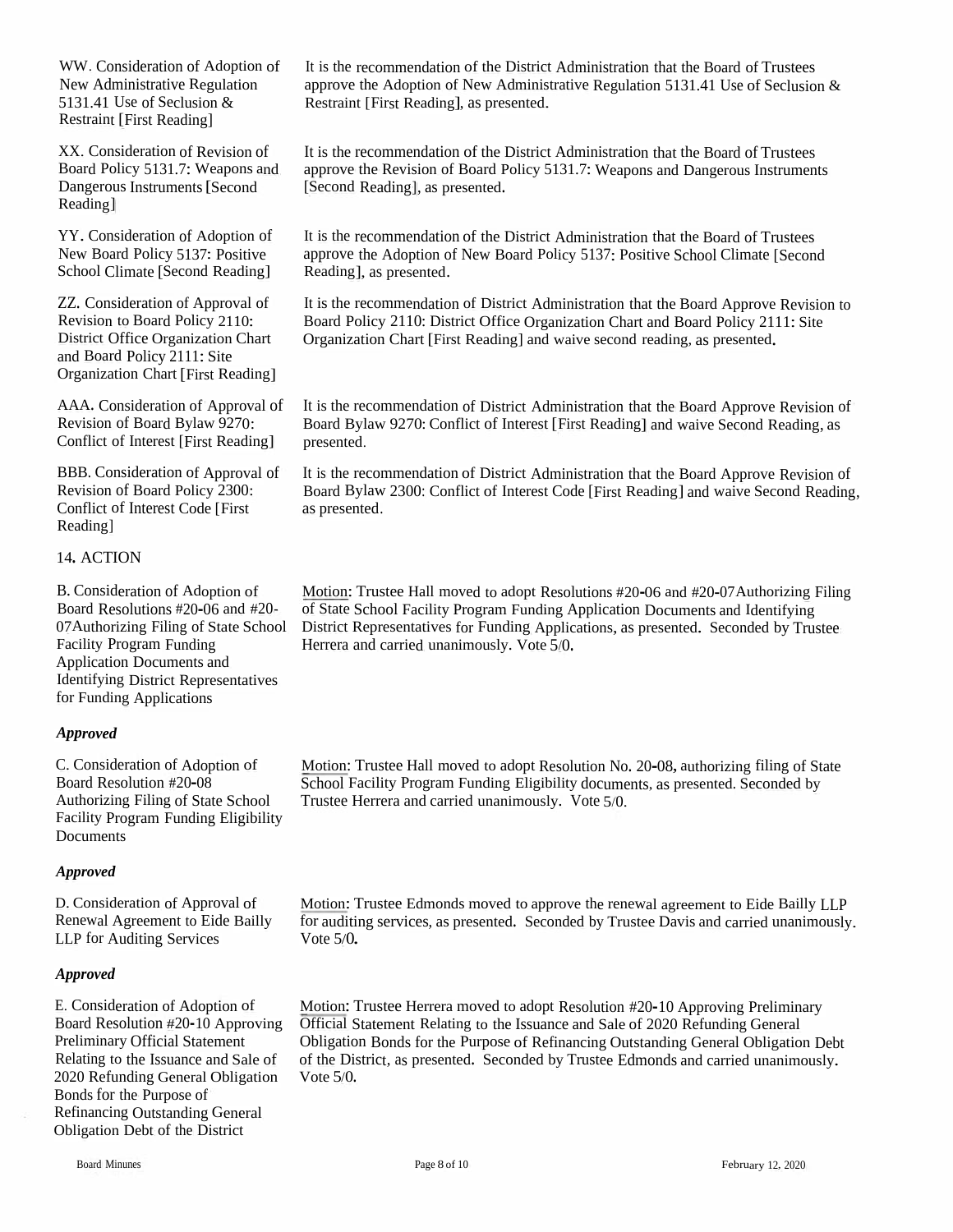WW. Consideration of Adoption of New Administrative Regulation 5131.41 Use of Seclusion & Restraint [First Reading]

It is the recommendation of the District Administration that the Board of Trustees approve the Adoption of New Administrative Regulation 5131.41 Use of Seclusion & Restraint [First Reading], as presented.

XX. Consideration of Revision of Board Policy 5131.7: Weapons and Dangerous Instruments [Second Reading]

It is the recommendation of the District Administration that the Board of Trustees approve the Revision of Board Policy 5131.7: Weapons and Dangerous Instruments [Second Reading], as presented.

YY. Consideration of Adoption of New Board Policy 5137: Positive School Climate [Second Reading]

It is the recommendation of the District Administration that the Board of Trustees approve the Adoption of New Board Policy 5137: Positive School Climate [Second Reading], as presented.

ZZ. Consideration of Approval of Revision to Board Policy 2110: District Office Organization Chart and Board Policy 2111: Site Organization Chart [First Reading]

It is the recommendation of District Administration that the Board Approve Revision to Board Policy 2110: District Office Organization Chart and Board Policy 2111: Site Organization Chart [First Reading] and waive second reading, as presented.

AAA. Consideration of Approval of Revision of Board Bylaw 9270: Conflict of Interest [First Reading]

It is the recommendation of District Administration that the Board Approve Revision of Board Bylaw 9270: Conflict of Interest [First Reading] and waive Second Reading, as presented.

BBB. Consideration of Approval of Revision of Board Policy 2300: Conflict of Interest Code [First Reading]

It is the recommendation of District Administration that the Board Approve Revision of Board Bylaw 2300: Conflict of Interest Code [First Reading] and waive Second Reading, as presented.

## 14. ACTION

B. Consideration of Adoption of Board Resolutions #20-06 and #20-07Authorizing Filing of State School Facility Program Funding Application Documents and Identifying District Representatives for Funding Applications

Motion: Trustee Hall moved to adopt Resolutions #20-06 and #20-07Authorizing Filing of State School Facility Program Funding Application Documents and Identifying District Representatives for Funding Applications, as presented. Seconded by Trustee Herrera and carried unanimously. Vote 5/0.

***Approved***

C. Consideration of Adoption of Board Resolution #20-08 Authorizing Filing of State School Facility Program Funding Eligibility Documents

Motion: Trustee Hall moved to adopt Resolution No. 20-08, authorizing filing of State School Facility Program Funding Eligibility documents, as presented. Seconded by Trustee Herrera and carried unanimously. Vote 5/0.

***Approved***

D. Consideration of Approval of Renewal Agreement to Eide Bailly LLP for Auditing Services

Motion: Trustee Edmonds moved to approve the renewal agreement to Eide Bailly LLP for auditing services, as presented. Seconded by Trustee Davis and carried unanimously. Vote 5/0.

***Approved***

E. Consideration of Adoption of Board Resolution #20-10 Approving Preliminary Official Statement Relating to the Issuance and Sale of 2020 Refunding General Obligation Bonds for the Purpose of Refinancing Outstanding General Obligation Debt of the District

Motion: Trustee Herrera moved to adopt Resolution #20-10 Approving Preliminary Official Statement Relating to the Issuance and Sale of 2020 Refunding General Obligation Bonds for the Purpose of Refinancing Outstanding General Obligation Debt of the District, as presented. Seconded by Trustee Edmonds and carried unanimously. Vote 5/0.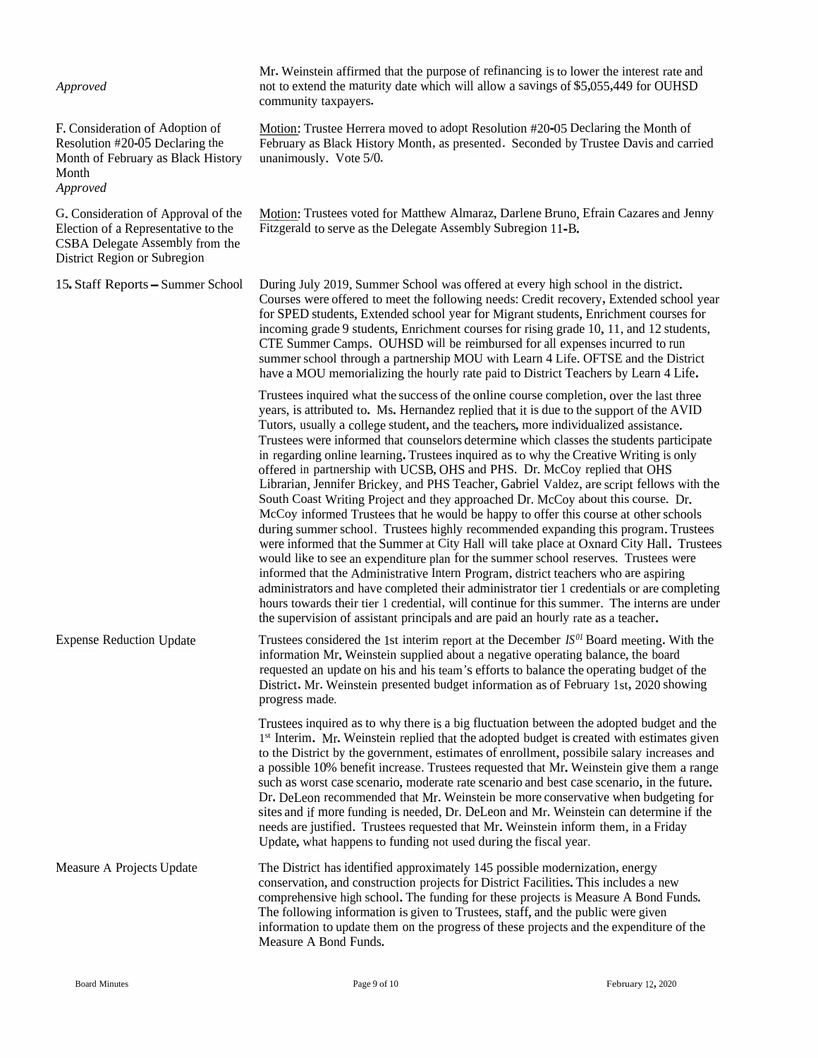*Approved*

Mr. Weinstein affirmed that the purpose of refinancing is to lower the interest rate and not to extend the maturity date which will allow a savings of $5,055,449 for OUHSD community taxpayers.

F. Consideration of Adoption of Resolution #20-05 Declaring the Month of February as Black History Month
*Approved*

Motion: Trustee Herrera moved to adopt Resolution #20-05 Declaring the Month of February as Black History Month, as presented. Seconded by Trustee Davis and carried unanimously. Vote 5/0.

G. Consideration of Approval of the Election of a Representative to the CSBA Delegate Assembly from the District Region or Subregion

Motion: Trustees voted for Matthew Almaraz, Darlene Bruno, Efrain Cazares and Jenny Fitzgerald to serve as the Delegate Assembly Subregion 11-B.

15. Staff Reports – Summer School

During July 2019, Summer School was offered at every high school in the district. Courses were offered to meet the following needs: Credit recovery, Extended school year for SPED students, Extended school year for Migrant students, Enrichment courses for incoming grade 9 students, Enrichment courses for rising grade 10, 11, and 12 students, CTE Summer Camps. OUHSD will be reimbursed for all expenses incurred to run summer school through a partnership MOU with Learn 4 Life. OFTSE and the District have a MOU memorializing the hourly rate paid to District Teachers by Learn 4 Life.

Trustees inquired what the success of the online course completion, over the last three years, is attributed to. Ms. Hernandez replied that it is due to the support of the AVID Tutors, usually a college student, and the teachers, more individualized assistance. Trustees were informed that counselors determine which classes the students participate in regarding online learning. Trustees inquired as to why the Creative Writing is only offered in partnership with UCSB, OHS and PHS. Dr. McCoy replied that OHS Librarian, Jennifer Brickey, and PHS Teacher, Gabriel Valdez, are script fellows with the South Coast Writing Project and they approached Dr. McCoy about this course. Dr. McCoy informed Trustees that he would be happy to offer this course at other schools during summer school. Trustees highly recommended expanding this program. Trustees were informed that the Summer at City Hall will take place at Oxnard City Hall. Trustees would like to see an expenditure plan for the summer school reserves. Trustees were informed that the Administrative Intern Program, district teachers who are aspiring administrators and have completed their administrator tier 1 credentials or are completing hours towards their tier 1 credential, will continue for this summer. The interns are under the supervision of assistant principals and are paid an hourly rate as a teacher.

Expense Reduction Update

Trustees considered the 1st interim report at the December *IS*[01] Board meeting. With the information Mr. Weinstein supplied about a negative operating balance, the board requested an update on his and his team's efforts to balance the operating budget of the District. Mr. Weinstein presented budget information as of February 1st, 2020 showing progress made.

Trustees inquired as to why there is a big fluctuation between the adopted budget and the 1st Interim. Mr. Weinstein replied that the adopted budget is created with estimates given to the District by the government, estimates of enrollment, possibile salary increases and a possible 10% benefit increase. Trustees requested that Mr. Weinstein give them a range such as worst case scenario, moderate rate scenario and best case scenario, in the future. Dr. DeLeon recommended that Mr. Weinstein be more conservative when budgeting for sites and if more funding is needed, Dr. DeLeon and Mr. Weinstein can determine if the needs are justified. Trustees requested that Mr. Weinstein inform them, in a Friday Update, what happens to funding not used during the fiscal year.

Measure A Projects Update

The District has identified approximately 145 possible modernization, energy conservation, and construction projects for District Facilities. This includes a new comprehensive high school. The funding for these projects is Measure A Bond Funds. The following information is given to Trustees, staff, and the public were given information to update them on the progress of these projects and the expenditure of the Measure A Bond Funds.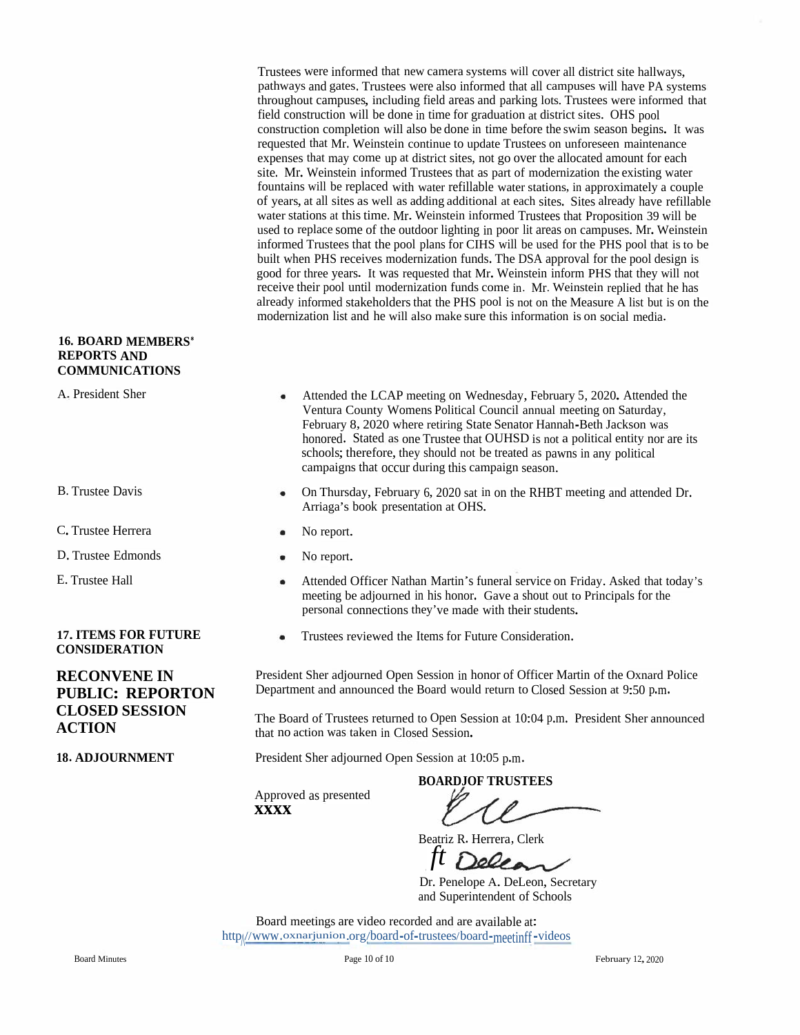Trustees were informed that new camera systems will cover all district site hallways, pathways and gates. Trustees were also informed that all campuses will have PA systems throughout campuses, including field areas and parking lots. Trustees were informed that field construction will be done in time for graduation at district sites. OHS pool construction completion will also be done in time before the swim season begins. It was requested that Mr. Weinstein continue to update Trustees on unforeseen maintenance expenses that may come up at district sites, not go over the allocated amount for each site. Mr. Weinstein informed Trustees that as part of modernization the existing water fountains will be replaced with water refillable water stations, in approximately a couple of years, at all sites as well as adding additional at each sites. Sites already have refillable water stations at this time. Mr. Weinstein informed Trustees that Proposition 39 will be used to replace some of the outdoor lighting in poor lit areas on campuses. Mr. Weinstein informed Trustees that the pool plans for CIHS will be used for the PHS pool that is to be built when PHS receives modernization funds. The DSA approval for the pool design is good for three years. It was requested that Mr. Weinstein inform PHS that they will not receive their pool until modernization funds come in. Mr. Weinstein replied that he has already informed stakeholders that the PHS pool is not on the Measure A list but is on the modernization list and he will also make sure this information is on social media.

**16. BOARD MEMBERS' REPORTS AND COMMUNICATIONS**

A. President Sher

- Attended the LCAP meeting on Wednesday, February 5, 2020. Attended the Ventura County Womens Political Council annual meeting on Saturday, February 8, 2020 where retiring State Senator Hannah-Beth Jackson was honored. Stated as one Trustee that OUHSD is not a political entity nor are its schools; therefore, they should not be treated as pawns in any political campaigns that occur during this campaign season.

B. Trustee Davis

- On Thursday, February 6, 2020 sat in on the RHBT meeting and attended Dr. Arriaga's book presentation at OHS.

C. Trustee Herrera

- No report.

D. Trustee Edmonds

- No report.

E. Trustee Hall

- Attended Officer Nathan Martin's funeral service on Friday. Asked that today's meeting be adjourned in his honor. Gave a shout out to Principals for the personal connections they've made with their students.

**17. ITEMS FOR FUTURE CONSIDERATION**

- Trustees reviewed the Items for Future Consideration.

## RECONVENE IN PUBLIC: REPORTON CLOSED SESSION ACTION

President Sher adjourned Open Session in honor of Officer Martin of the Oxnard Police Department and announced the Board would return to Closed Session at 9:50 p.m.

The Board of Trustees returned to Open Session at 10:04 p.m. President Sher announced that no action was taken in Closed Session.

**18. ADJOURNMENT**

President Sher adjourned Open Session at 10:05 p.m.

Approved as presented
**XXXX**

**BOARDJOF TRUSTEES**

Beatriz R. Herrera, Clerk

Dr. Penelope A. DeLeon, Secretary and Superintendent of Schools

Board meetings are video recorded and are available at:
http//www.oxnarjunion.org/board-of-trustees/board-meetinff-videos